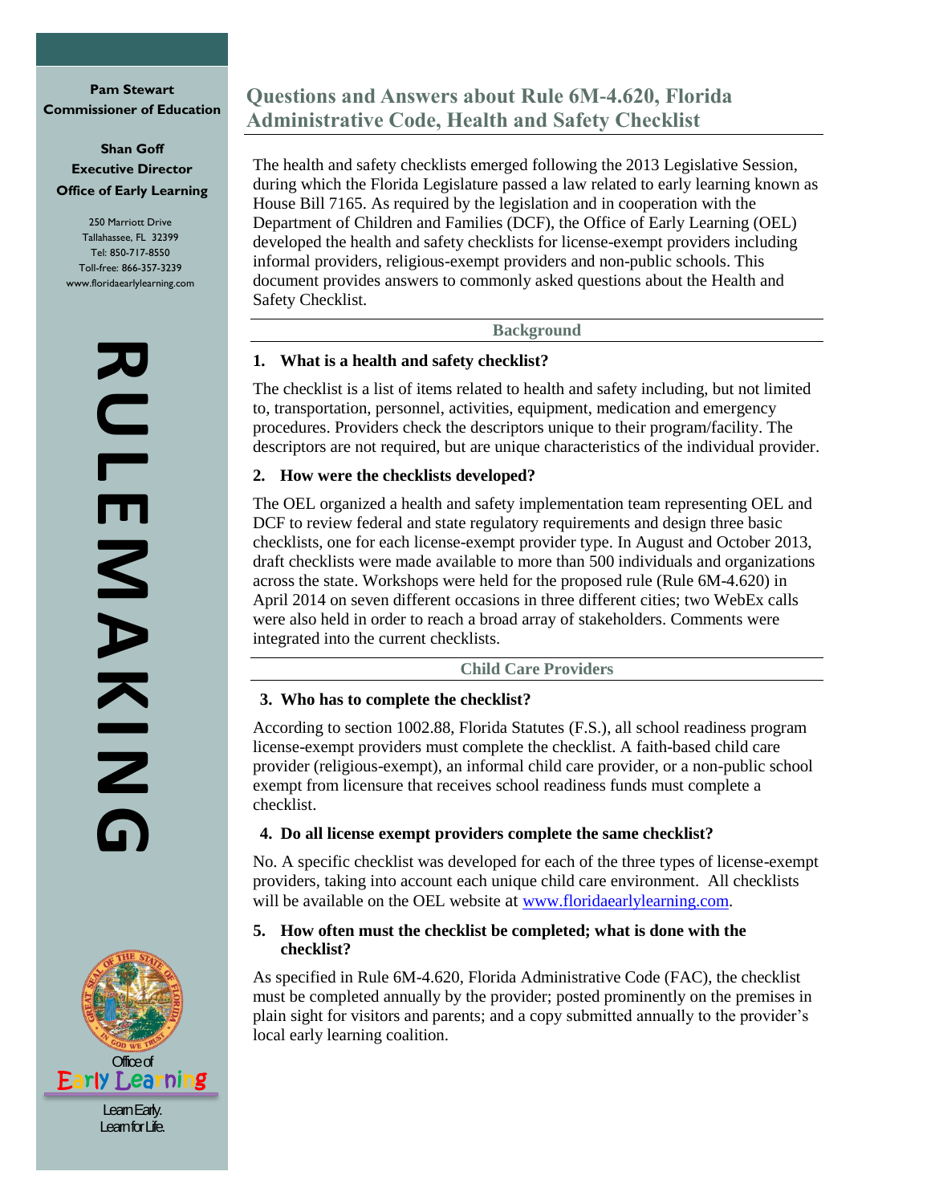Pam Stewart
Commissioner of Education

Shan Goff
Executive Director
Office of Early Learning

250 Marriott Drive
Tallahassee, FL 32399
Tel: 850-717-8550
Toll-free: 866-357-3239
www.floridaearlylearning.com

RULEMAKING

Office of Early Learning

Learn Early. Learn for Life.

# Questions and Answers about Rule 6M-4.620, Florida Administrative Code, Health and Safety Checklist

The health and safety checklists emerged following the 2013 Legislative Session, during which the Florida Legislature passed a law related to early learning known as House Bill 7165. As required by the legislation and in cooperation with the Department of Children and Families (DCF), the Office of Early Learning (OEL) developed the health and safety checklists for license-exempt providers including informal providers, religious-exempt providers and non-public schools. This document provides answers to commonly asked questions about the Health and Safety Checklist.

## Background

### 1. What is a health and safety checklist?

The checklist is a list of items related to health and safety including, but not limited to, transportation, personnel, activities, equipment, medication and emergency procedures. Providers check the descriptors unique to their program/facility. The descriptors are not required, but are unique characteristics of the individual provider.

### 2. How were the checklists developed?

The OEL organized a health and safety implementation team representing OEL and DCF to review federal and state regulatory requirements and design three basic checklists, one for each license-exempt provider type. In August and October 2013, draft checklists were made available to more than 500 individuals and organizations across the state. Workshops were held for the proposed rule (Rule 6M-4.620) in April 2014 on seven different occasions in three different cities; two WebEx calls were also held in order to reach a broad array of stakeholders. Comments were integrated into the current checklists.

## Child Care Providers

### 3. Who has to complete the checklist?

According to section 1002.88, Florida Statutes (F.S.), all school readiness program license-exempt providers must complete the checklist. A faith-based child care provider (religious-exempt), an informal child care provider, or a non-public school exempt from licensure that receives school readiness funds must complete a checklist.

### 4. Do all license exempt providers complete the same checklist?

No. A specific checklist was developed for each of the three types of license-exempt providers, taking into account each unique child care environment. All checklists will be available on the OEL website at www.floridaearlylearning.com.

### 5. How often must the checklist be completed; what is done with the checklist?

As specified in Rule 6M-4.620, Florida Administrative Code (FAC), the checklist must be completed annually by the provider; posted prominently on the premises in plain sight for visitors and parents; and a copy submitted annually to the provider's local early learning coalition.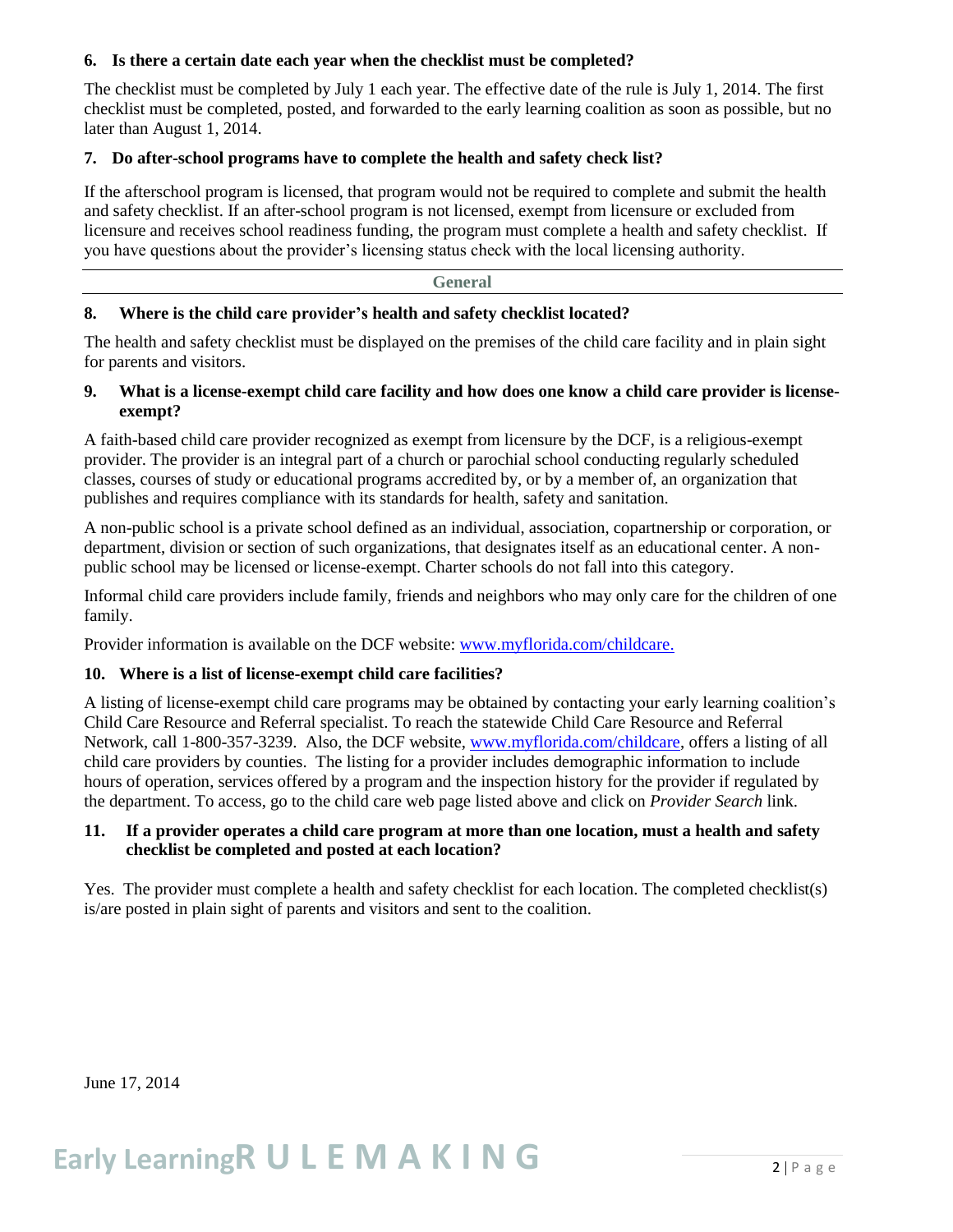**6. Is there a certain date each year when the checklist must be completed?**

The checklist must be completed by July 1 each year. The effective date of the rule is July 1, 2014. The first checklist must be completed, posted, and forwarded to the early learning coalition as soon as possible, but no later than August 1, 2014.

**7. Do after-school programs have to complete the health and safety check list?**

If the afterschool program is licensed, that program would not be required to complete and submit the health and safety checklist. If an after-school program is not licensed, exempt from licensure or excluded from licensure and receives school readiness funding, the program must complete a health and safety checklist. If you have questions about the provider's licensing status check with the local licensing authority.

## General

**8. Where is the child care provider's health and safety checklist located?**

The health and safety checklist must be displayed on the premises of the child care facility and in plain sight for parents and visitors.

**9. What is a license-exempt child care facility and how does one know a child care provider is license-exempt?**

A faith-based child care provider recognized as exempt from licensure by the DCF, is a religious-exempt provider. The provider is an integral part of a church or parochial school conducting regularly scheduled classes, courses of study or educational programs accredited by, or by a member of, an organization that publishes and requires compliance with its standards for health, safety and sanitation.

A non-public school is a private school defined as an individual, association, copartnership or corporation, or department, division or section of such organizations, that designates itself as an educational center. A non-public school may be licensed or license-exempt. Charter schools do not fall into this category.

Informal child care providers include family, friends and neighbors who may only care for the children of one family.

Provider information is available on the DCF website: www.myflorida.com/childcare.

**10. Where is a list of license-exempt child care facilities?**

A listing of license-exempt child care programs may be obtained by contacting your early learning coalition's Child Care Resource and Referral specialist. To reach the statewide Child Care Resource and Referral Network, call 1-800-357-3239. Also, the DCF website, www.myflorida.com/childcare, offers a listing of all child care providers by counties. The listing for a provider includes demographic information to include hours of operation, services offered by a program and the inspection history for the provider if regulated by the department. To access, go to the child care web page listed above and click on *Provider Search* link.

**11. If a provider operates a child care program at more than one location, must a health and safety checklist be completed and posted at each location?**

Yes. The provider must complete a health and safety checklist for each location. The completed checklist(s) is/are posted in plain sight of parents and visitors and sent to the coalition.

June 17, 2014